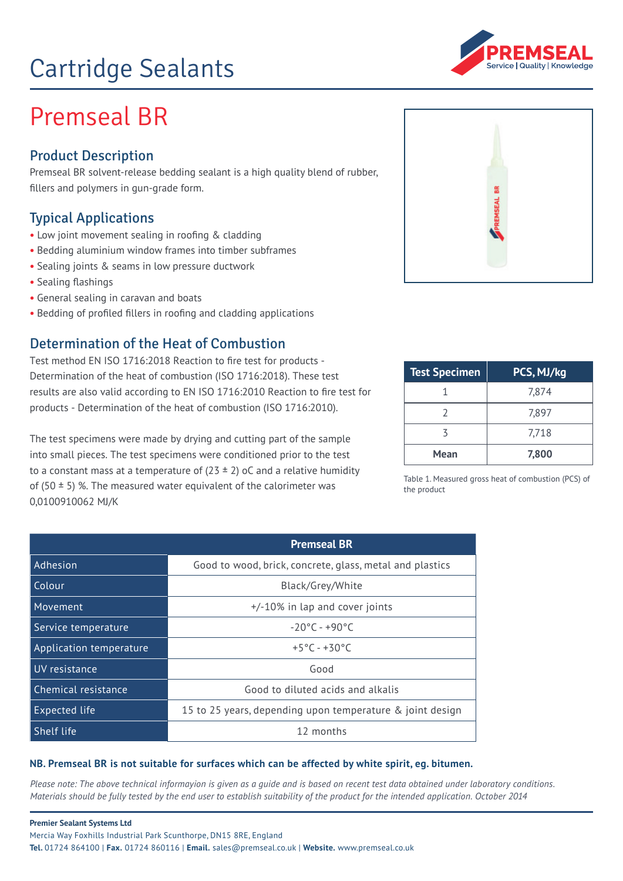# Cartridge Sealants

# Premseal BR

## Product Description

Premseal BR solvent-release bedding sealant is a high quality blend of rubber, fillers and polymers in gun-grade form.

## Typical Applications

- Low joint movement sealing in roofing & cladding
- Bedding aluminium window frames into timber subframes
- Sealing joints & seams in low pressure ductwork
- Sealing flashings
- General sealing in caravan and boats
- Bedding of profiled fillers in roofing and cladding applications

## Determination of the Heat of Combustion

Test method EN ISO 1716:2018 Reaction to fire test for products - Determination of the heat of combustion (ISO 1716:2018). These test results are also valid according to EN ISO 1716:2010 Reaction to fire test for products - Determination of the heat of combustion (ISO 1716:2010).

The test specimens were made by drying and cutting part of the sample into small pieces. The test specimens were conditioned prior to the test to a constant mass at a temperature of (23 ± 2) oC and a relative humidity of (50 ± 5) %. The measured water equivalent of the calorimeter was 0,0100910062 MJ/K

| Test Specimen | PCS, MJ/kg |
|---|---|
| 1 | 7,874 |
| 2 | 7,897 |
| 3 | 7,718 |
| **Mean** | **7,800** |

Table 1. Measured gross heat of combustion (PCS) of the product

| | Premseal BR |
|---|---|
| Adhesion | Good to wood, brick, concrete, glass, metal and plastics |
| Colour | Black/Grey/White |
| Movement | +/-10% in lap and cover joints |
| Service temperature | -20°C - +90°C |
| Application temperature | +5°C - +30°C |
| UV resistance | Good |
| Chemical resistance | Good to diluted acids and alkalis |
| Expected life | 15 to 25 years, depending upon temperature & joint design |
| Shelf life | 12 months |

**NB. Premseal BR is not suitable for surfaces which can be affected by white spirit, eg. bitumen.**

*Please note: The above technical informayion is given as a guide and is based on recent test data obtained under laboratory conditions. Materials should be fully tested by the end user to establish suitability of the product for the intended application. October 2014*

**Premier Sealant Systems Ltd**
Mercia Way Foxhills Industrial Park Scunthorpe, DN15 8RE, England
**Tel.** 01724 864100 | **Fax.** 01724 860116 | **Email.** sales@premseal.co.uk | **Website.** www.premseal.co.uk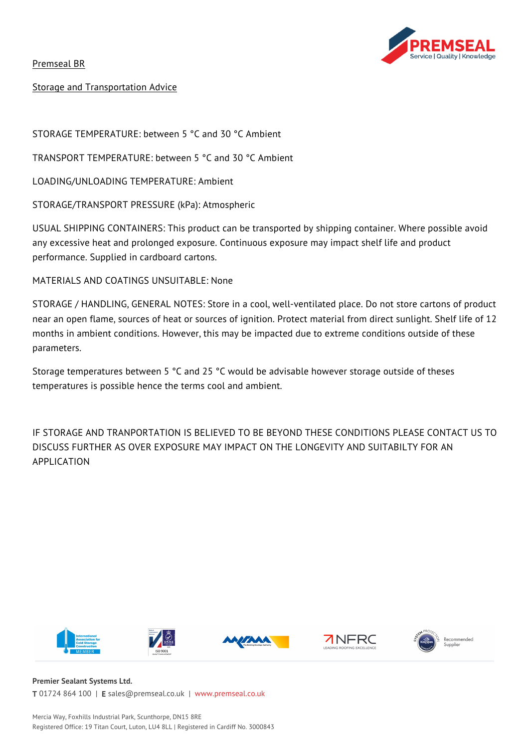Premseal BR

Storage and Transportation Advice

STORAGE TEMPERATURE: between 5 °C and 30 °C Ambient

TRANSPORT TEMPERATURE: between 5 °C and 30 °C Ambient

LOADING/UNLOADING TEMPERATURE: Ambient

STORAGE/TRANSPORT PRESSURE (kPa): Atmospheric

USUAL SHIPPING CONTAINERS: This product can be transported by shipping container. Where possible avoid any excessive heat and prolonged exposure. Continuous exposure may impact shelf life and product performance. Supplied in cardboard cartons.

MATERIALS AND COATINGS UNSUITABLE: None

STORAGE / HANDLING, GENERAL NOTES: Store in a cool, well-ventilated place. Do not store cartons of product near an open flame, sources of heat or sources of ignition. Protect material from direct sunlight. Shelf life of 12 months in ambient conditions. However, this may be impacted due to extreme conditions outside of these parameters.

Storage temperatures between 5 °C and 25 °C would be advisable however storage outside of theses temperatures is possible hence the terms cool and ambient.

IF STORAGE AND TRANPORTATION IS BELIEVED TO BE BEYOND THESE CONDITIONS PLEASE CONTACT US TO DISCUSS FURTHER AS OVER EXPOSURE MAY IMPACT ON THE LONGEVITY AND SUITABILTY FOR AN APPLICATION

**Premier Sealant Systems Ltd.**

**T** 01724 864 100 | **E** sales@premseal.co.uk | www.premseal.co.uk

Mercia Way, Foxhills Industrial Park, Scunthorpe, DN15 8RE

Registered Office: 19 Titan Court, Luton, LU4 8LL | Registered in Cardiff No. 3000843